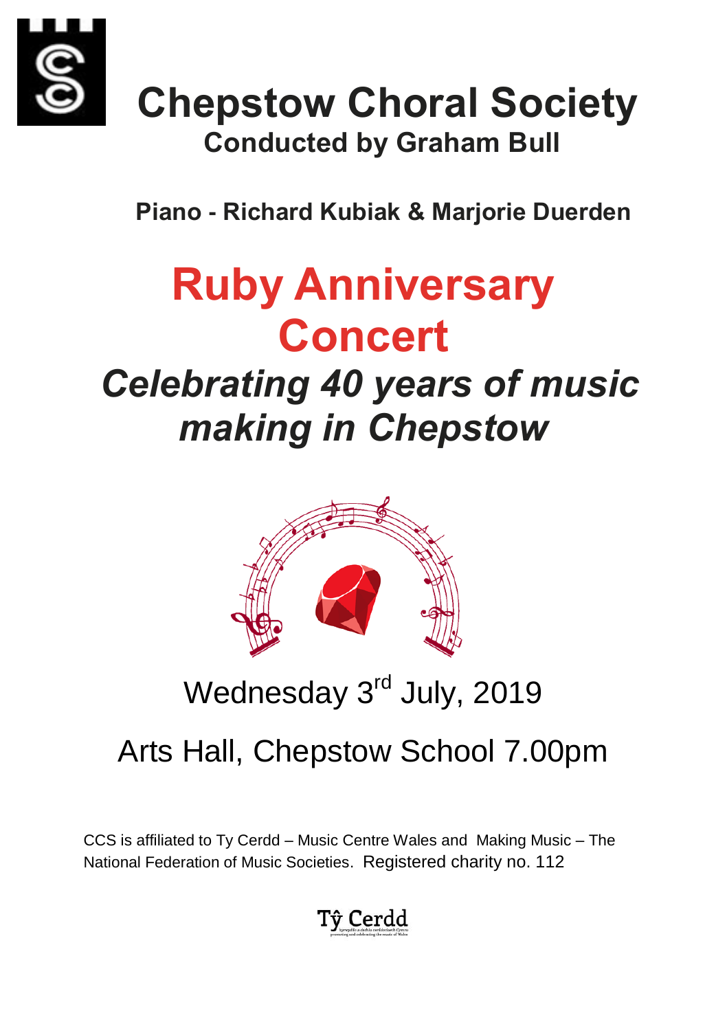# Chepstow Choral Society

## Conducted by Graham Bull

**Piano - Richard Kubiak & Marjorie Duerden**

# Ruby Anniversary Concert

## *Celebrating 40 years of music making in Chepstow*

Wednesday 3rd July, 2019

Arts Hall, Chepstow School 7.00pm

CCS is affiliated to Ty Cerdd – Music Centre Wales and Making Music – The National Federation of Music Societies. Registered charity no. 112

Tŷ Cerdd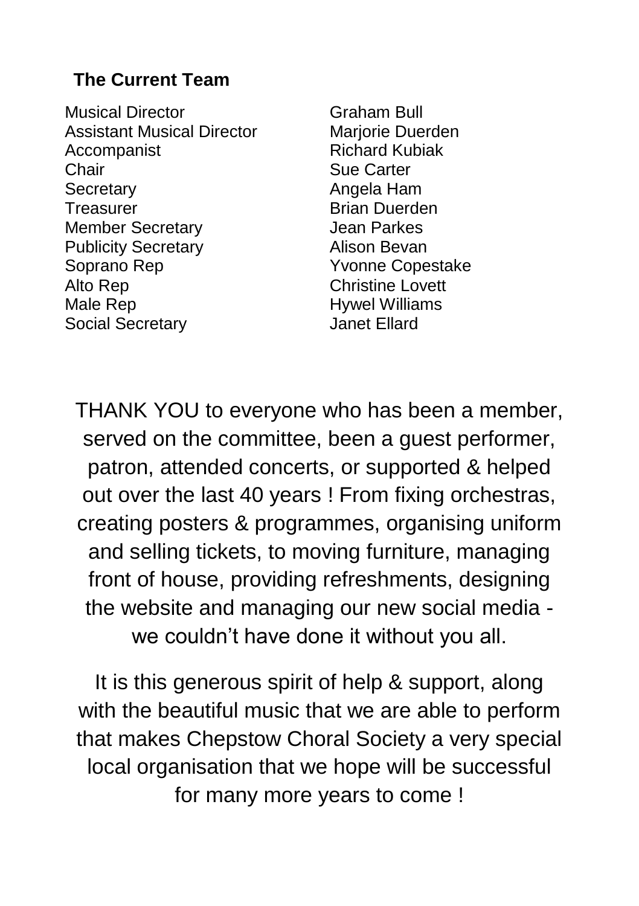## The Current Team

| | |
|---|---|
| Musical Director | Graham Bull |
| Assistant Musical Director | Marjorie Duerden |
| Accompanist | Richard Kubiak |
| Chair | Sue Carter |
| Secretary | Angela Ham |
| Treasurer | Brian Duerden |
| Member Secretary | Jean Parkes |
| Publicity Secretary | Alison Bevan |
| Soprano Rep | Yvonne Copestake |
| Alto Rep | Christine Lovett |
| Male Rep | Hywel Williams |
| Social Secretary | Janet Ellard |

THANK YOU to everyone who has been a member, served on the committee, been a guest performer, patron, attended concerts, or supported & helped out over the last 40 years ! From fixing orchestras, creating posters & programmes, organising uniform and selling tickets, to moving furniture, managing front of house, providing refreshments, designing the website and managing our new social media - we couldn't have done it without you all.

It is this generous spirit of help & support, along with the beautiful music that we are able to perform that makes Chepstow Choral Society a very special local organisation that we hope will be successful for many more years to come !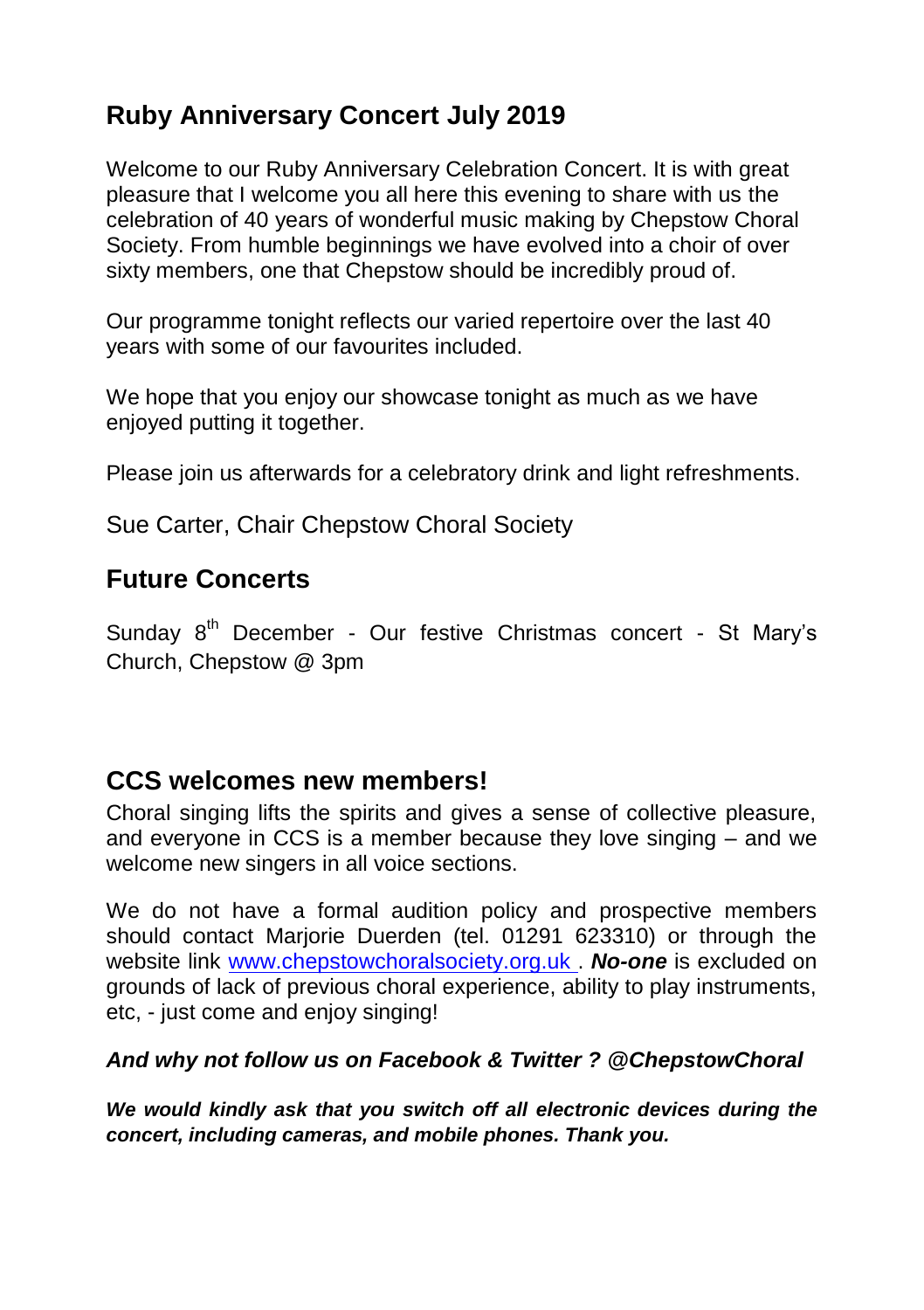## Ruby Anniversary Concert July 2019

Welcome to our Ruby Anniversary Celebration Concert. It is with great pleasure that I welcome you all here this evening to share with us the celebration of 40 years of wonderful music making by Chepstow Choral Society. From humble beginnings we have evolved into a choir of over sixty members, one that Chepstow should be incredibly proud of.

Our programme tonight reflects our varied repertoire over the last 40 years with some of our favourites included.

We hope that you enjoy our showcase tonight as much as we have enjoyed putting it together.

Please join us afterwards for a celebratory drink and light refreshments.

Sue Carter, Chair Chepstow Choral Society

## Future Concerts

Sunday 8th December - Our festive Christmas concert - St Mary's Church, Chepstow @ 3pm

## CCS welcomes new members!

Choral singing lifts the spirits and gives a sense of collective pleasure, and everyone in CCS is a member because they love singing – and we welcome new singers in all voice sections.

We do not have a formal audition policy and prospective members should contact Marjorie Duerden (tel. 01291 623310) or through the website link www.chepstowchoralsociety.org.uk . ***No-one*** is excluded on grounds of lack of previous choral experience, ability to play instruments, etc, - just come and enjoy singing!

***And why not follow us on Facebook & Twitter ? @ChepstowChoral***

***We would kindly ask that you switch off all electronic devices during the concert, including cameras, and mobile phones. Thank you.***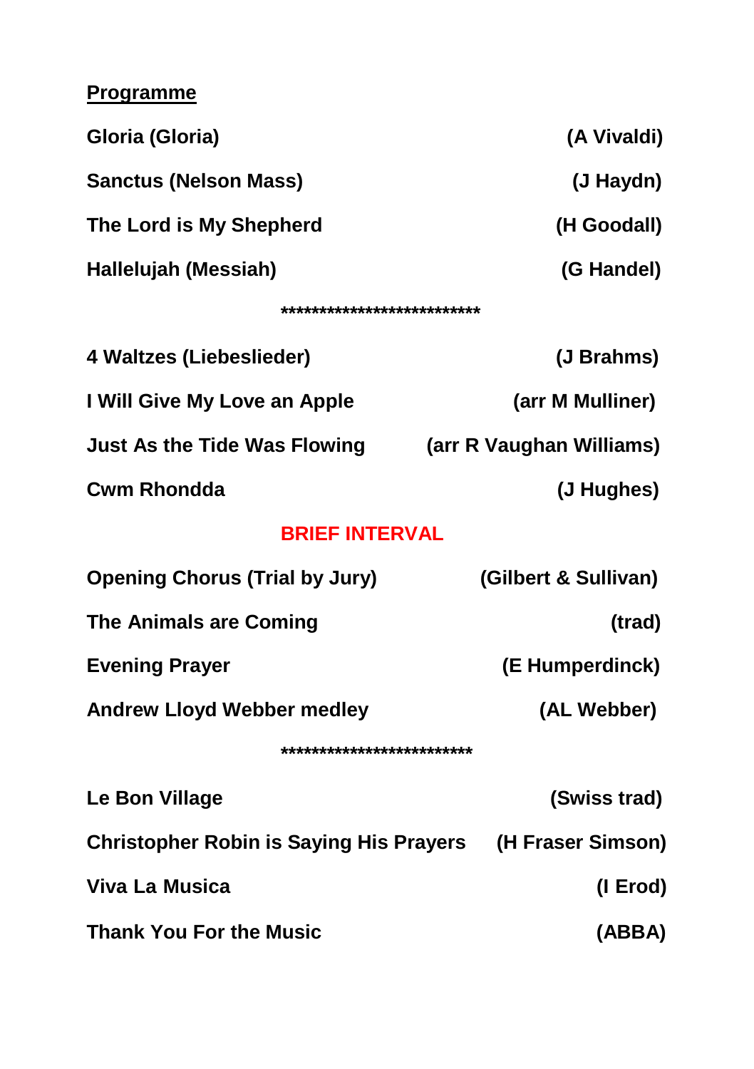**Programme**

| | |
|---|---|
| **Gloria (Gloria)** | **(A Vivaldi)** |
| **Sanctus (Nelson Mass)** | **(J Haydn)** |
| **The Lord is My Shepherd** | **(H Goodall)** |
| **Hallelujah (Messiah)** | **(G Handel)** |

***************************

| | |
|---|---|
| **4 Waltzes (Liebeslieder)** | **(J Brahms)** |
| **I Will Give My Love an Apple** | **(arr M Mulliner)** |
| **Just As the Tide Was Flowing** | **(arr R Vaughan Williams)** |
| **Cwm Rhondda** | **(J Hughes)** |

**BRIEF INTERVAL**

| | |
|---|---|
| **Opening Chorus (Trial by Jury)** | **(Gilbert & Sullivan)** |
| **The Animals are Coming** | **(trad)** |
| **Evening Prayer** | **(E Humperdinck)** |
| **Andrew Lloyd Webber medley** | **(AL Webber)** |

**************************

| | |
|---|---|
| **Le Bon Village** | **(Swiss trad)** |
| **Christopher Robin is Saying His Prayers** | **(H Fraser Simson)** |
| **Viva La Musica** | **(I Erod)** |
| **Thank You For the Music** | **(ABBA)** |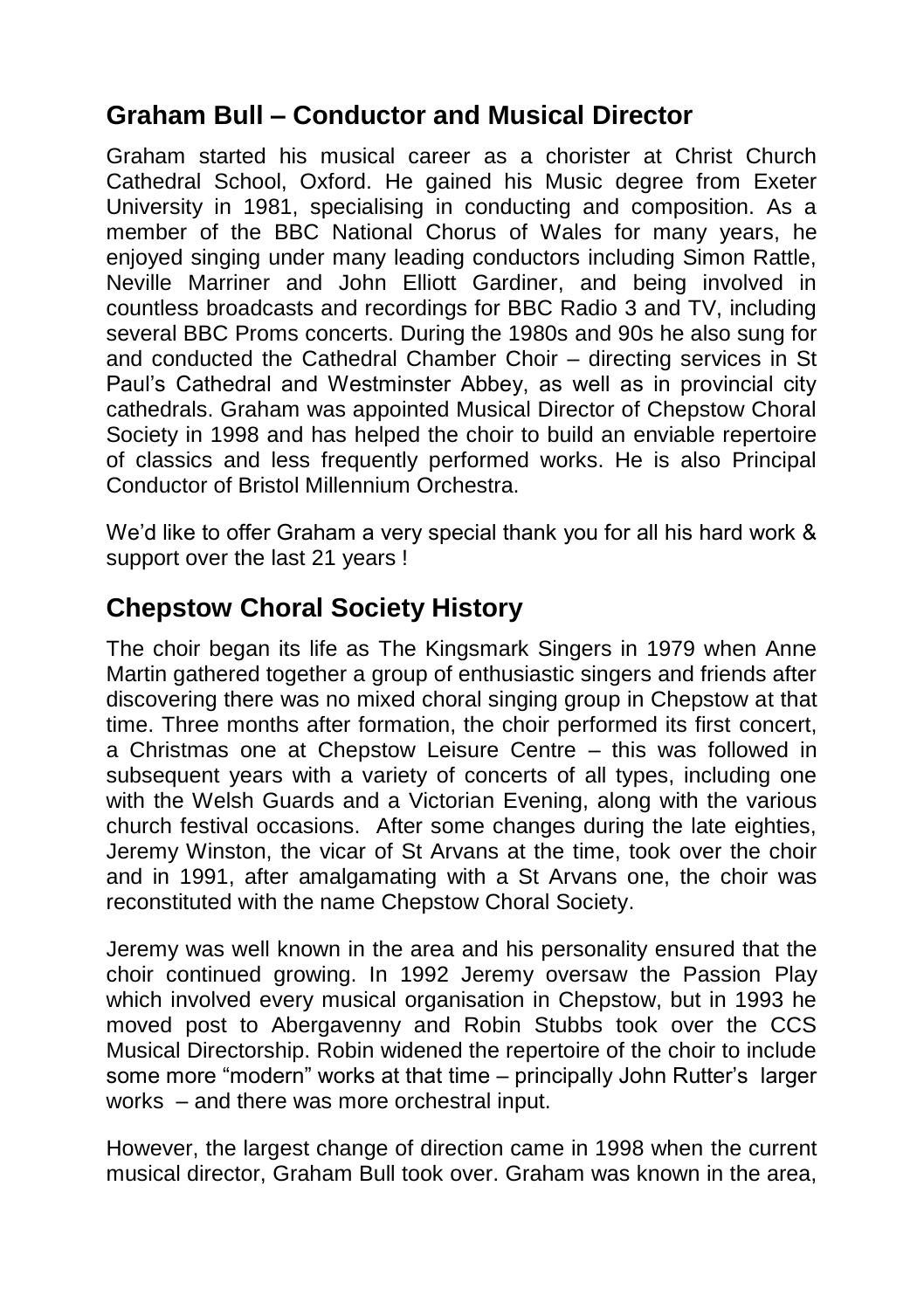## Graham Bull – Conductor and Musical Director

Graham started his musical career as a chorister at Christ Church Cathedral School, Oxford. He gained his Music degree from Exeter University in 1981, specialising in conducting and composition. As a member of the BBC National Chorus of Wales for many years, he enjoyed singing under many leading conductors including Simon Rattle, Neville Marriner and John Elliott Gardiner, and being involved in countless broadcasts and recordings for BBC Radio 3 and TV, including several BBC Proms concerts. During the 1980s and 90s he also sung for and conducted the Cathedral Chamber Choir – directing services in St Paul's Cathedral and Westminster Abbey, as well as in provincial city cathedrals. Graham was appointed Musical Director of Chepstow Choral Society in 1998 and has helped the choir to build an enviable repertoire of classics and less frequently performed works. He is also Principal Conductor of Bristol Millennium Orchestra.

We'd like to offer Graham a very special thank you for all his hard work & support over the last 21 years !

## Chepstow Choral Society History

The choir began its life as The Kingsmark Singers in 1979 when Anne Martin gathered together a group of enthusiastic singers and friends after discovering there was no mixed choral singing group in Chepstow at that time. Three months after formation, the choir performed its first concert, a Christmas one at Chepstow Leisure Centre – this was followed in subsequent years with a variety of concerts of all types, including one with the Welsh Guards and a Victorian Evening, along with the various church festival occasions. After some changes during the late eighties, Jeremy Winston, the vicar of St Arvans at the time, took over the choir and in 1991, after amalgamating with a St Arvans one, the choir was reconstituted with the name Chepstow Choral Society.

Jeremy was well known in the area and his personality ensured that the choir continued growing. In 1992 Jeremy oversaw the Passion Play which involved every musical organisation in Chepstow, but in 1993 he moved post to Abergavenny and Robin Stubbs took over the CCS Musical Directorship. Robin widened the repertoire of the choir to include some more "modern" works at that time – principally John Rutter's larger works – and there was more orchestral input.

However, the largest change of direction came in 1998 when the current musical director, Graham Bull took over. Graham was known in the area,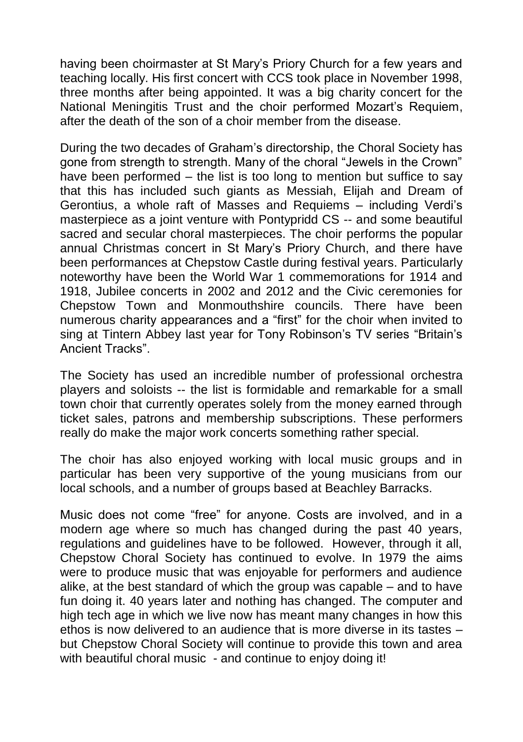having been choirmaster at St Mary's Priory Church for a few years and teaching locally. His first concert with CCS took place in November 1998, three months after being appointed. It was a big charity concert for the National Meningitis Trust and the choir performed Mozart's Requiem, after the death of the son of a choir member from the disease.

During the two decades of Graham's directorship, the Choral Society has gone from strength to strength. Many of the choral "Jewels in the Crown" have been performed – the list is too long to mention but suffice to say that this has included such giants as Messiah, Elijah and Dream of Gerontius, a whole raft of Masses and Requiems – including Verdi's masterpiece as a joint venture with Pontypridd CS -- and some beautiful sacred and secular choral masterpieces. The choir performs the popular annual Christmas concert in St Mary's Priory Church, and there have been performances at Chepstow Castle during festival years. Particularly noteworthy have been the World War 1 commemorations for 1914 and 1918, Jubilee concerts in 2002 and 2012 and the Civic ceremonies for Chepstow Town and Monmouthshire councils. There have been numerous charity appearances and a "first" for the choir when invited to sing at Tintern Abbey last year for Tony Robinson's TV series "Britain's Ancient Tracks".

The Society has used an incredible number of professional orchestra players and soloists -- the list is formidable and remarkable for a small town choir that currently operates solely from the money earned through ticket sales, patrons and membership subscriptions. These performers really do make the major work concerts something rather special.

The choir has also enjoyed working with local music groups and in particular has been very supportive of the young musicians from our local schools, and a number of groups based at Beachley Barracks.

Music does not come "free" for anyone. Costs are involved, and in a modern age where so much has changed during the past 40 years, regulations and guidelines have to be followed. However, through it all, Chepstow Choral Society has continued to evolve. In 1979 the aims were to produce music that was enjoyable for performers and audience alike, at the best standard of which the group was capable – and to have fun doing it. 40 years later and nothing has changed. The computer and high tech age in which we live now has meant many changes in how this ethos is now delivered to an audience that is more diverse in its tastes – but Chepstow Choral Society will continue to provide this town and area with beautiful choral music - and continue to enjoy doing it!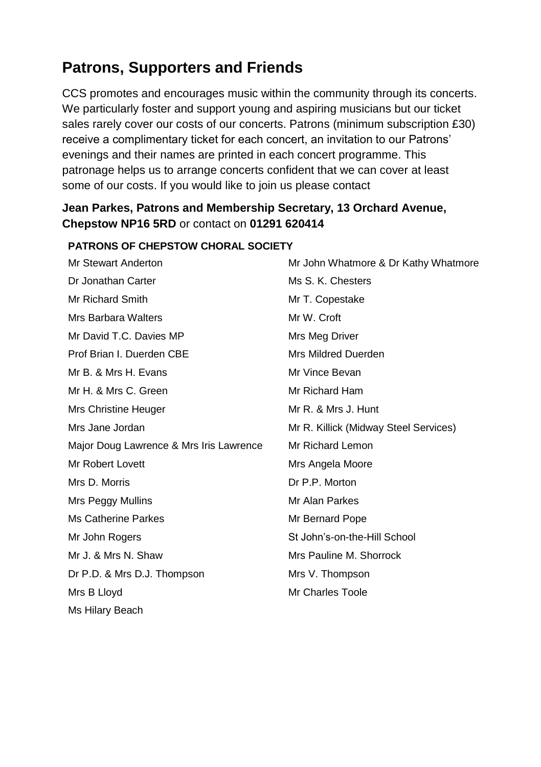## Patrons, Supporters and Friends

CCS promotes and encourages music within the community through its concerts. We particularly foster and support young and aspiring musicians but our ticket sales rarely cover our costs of our concerts. Patrons (minimum subscription £30) receive a complimentary ticket for each concert, an invitation to our Patrons' evenings and their names are printed in each concert programme. This patronage helps us to arrange concerts confident that we can cover at least some of our costs. If you would like to join us please contact

**Jean Parkes, Patrons and Membership Secretary, 13 Orchard Avenue, Chepstow NP16 5RD** or contact on **01291 620414**

**PATRONS OF CHEPSTOW CHORAL SOCIETY**

Mr Stewart Anderton
Dr Jonathan Carter
Mr Richard Smith
Mrs Barbara Walters
Mr David T.C. Davies MP
Prof Brian I. Duerden CBE
Mr B. & Mrs H. Evans
Mr H. & Mrs C. Green
Mrs Christine Heuger
Mrs Jane Jordan
Major Doug Lawrence & Mrs Iris Lawrence
Mr Robert Lovett
Mrs D. Morris
Mrs Peggy Mullins
Ms Catherine Parkes
Mr John Rogers
Mr J. & Mrs N. Shaw
Dr P.D. & Mrs D.J. Thompson
Mrs B Lloyd
Ms Hilary Beach
Mr John Whatmore & Dr Kathy Whatmore
Ms S. K. Chesters
Mr T. Copestake
Mr W. Croft
Mrs Meg Driver
Mrs Mildred Duerden
Mr Vince Bevan
Mr Richard Ham
Mr R. & Mrs J. Hunt
Mr R. Killick (Midway Steel Services)
Mr Richard Lemon
Mrs Angela Moore
Dr P.P. Morton
Mr Alan Parkes
Mr Bernard Pope
St John's-on-the-Hill School
Mrs Pauline M. Shorrock
Mrs V. Thompson
Mr Charles Toole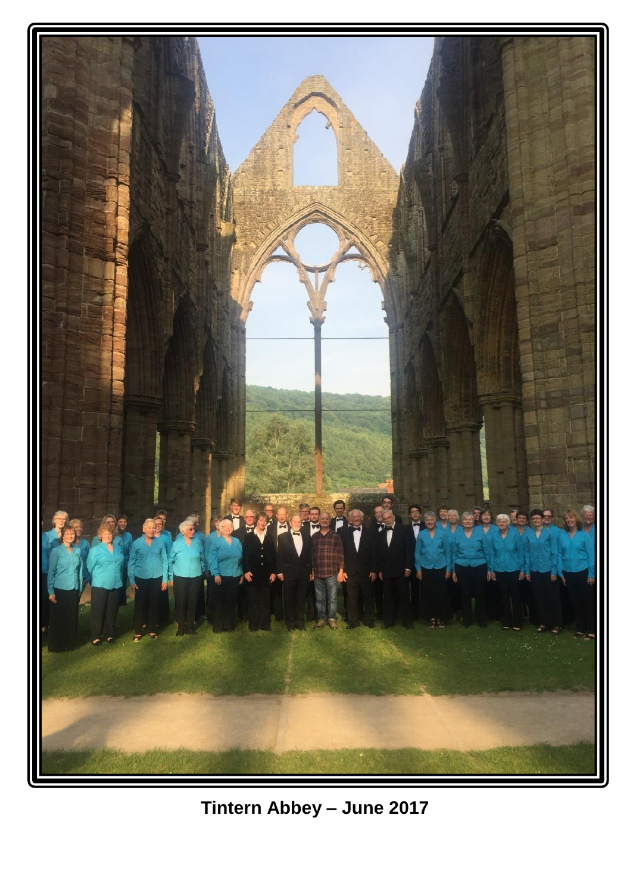**Tintern Abbey – June 2017**